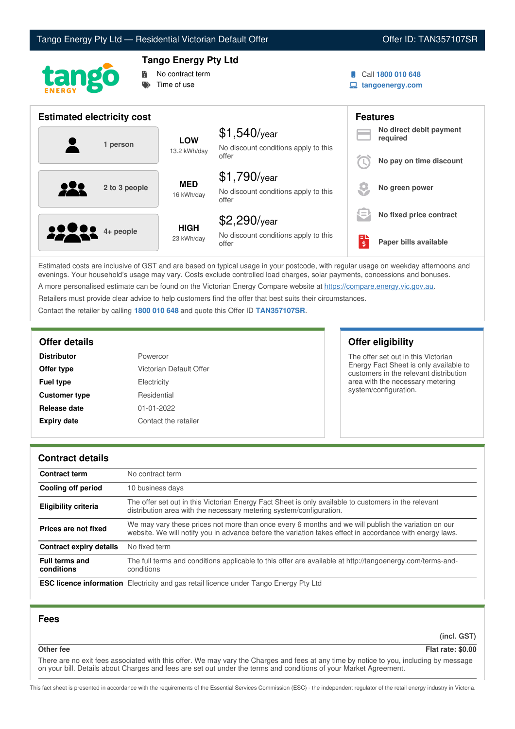Tango Energy Pty Ltd — Residential Victorian Default Offer | Offer ID: TAN357107SR

# Tango Energy Pty Ltd

- No contract term
- Time of use

Call **1800 010 648**
**tangoenergy.com**

## Estimated electricity cost

| Household | Usage | Cost |
|---|---|---|
| 1 person | **LOW** 13.2 kWh/day | $1,540/year — No discount conditions apply to this offer |
| 2 to 3 people | **MED** 16 kWh/day | $1,790/year — No discount conditions apply to this offer |
| 4+ people | **HIGH** 23 kWh/day | $2,290/year — No discount conditions apply to this offer |

## Features

- **No direct debit payment required**
- **No pay on time discount**
- **No green power**
- **No fixed price contract**
- **Paper bills available**

Estimated costs are inclusive of GST and are based on typical usage in your postcode, with regular usage on weekday afternoons and evenings. Your household's usage may vary. Costs exclude controlled load charges, solar payments, concessions and bonuses.

A more personalised estimate can be found on the Victorian Energy Compare website at https://compare.energy.vic.gov.au.

Retailers must provide clear advice to help customers find the offer that best suits their circumstances.

Contact the retailer by calling **1800 010 648** and quote this Offer ID **TAN357107SR**.

## Offer details

| | |
|---|---|
| **Distributor** | Powercor |
| **Offer type** | Victorian Default Offer |
| **Fuel type** | Electricity |
| **Customer type** | Residential |
| **Release date** | 01-01-2022 |
| **Expiry date** | Contact the retailer |

## Offer eligibility

The offer set out in this Victorian Energy Fact Sheet is only available to customers in the relevant distribution area with the necessary metering system/configuration.

## Contract details

| | |
|---|---|
| **Contract term** | No contract term |
| **Cooling off period** | 10 business days |
| **Eligibility criteria** | The offer set out in this Victorian Energy Fact Sheet is only available to customers in the relevant distribution area with the necessary metering system/configuration. |
| **Prices are not fixed** | We may vary these prices not more than once every 6 months and we will publish the variation on our website. We will notify you in advance before the variation takes effect in accordance with energy laws. |
| **Contract expiry details** | No fixed term |
| **Full terms and conditions** | The full terms and conditions applicable to this offer are available at http://tangoenergy.com/terms-and-conditions |
| **ESC licence information** | Electricity and gas retail licence under Tango Energy Pty Ltd |

## Fees

| | (incl. GST) |
|---|---|
| **Other fee** | **Flat rate: $0.00** |

There are no exit fees associated with this offer. We may vary the Charges and fees at any time by notice to you, including by message on your bill. Details about Charges and fees are set out under the terms and conditions of your Market Agreement.

This fact sheet is presented in accordance with the requirements of the Essential Services Commission (ESC) - the independent regulator of the retail energy industry in Victoria.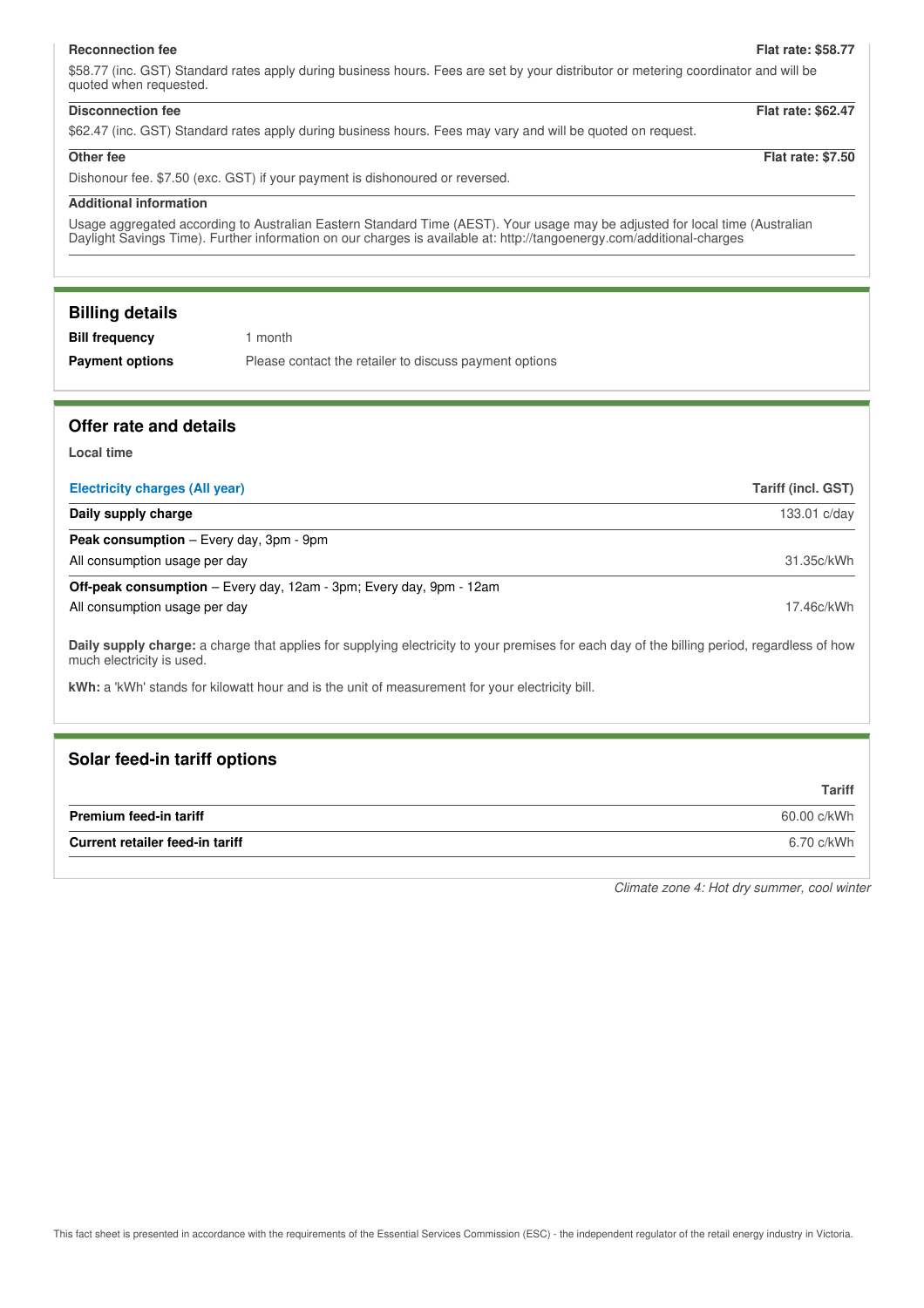**Reconnection fee** — **Flat rate: $58.77**

$58.77 (inc. GST) Standard rates apply during business hours. Fees are set by your distributor or metering coordinator and will be quoted when requested.

**Disconnection fee** — **Flat rate: $62.47**

$62.47 (inc. GST) Standard rates apply during business hours. Fees may vary and will be quoted on request.

**Other fee** — **Flat rate: $7.50**

Dishonour fee. $7.50 (exc. GST) if your payment is dishonoured or reversed.

**Additional information**

Usage aggregated according to Australian Eastern Standard Time (AEST). Your usage may be adjusted for local time (Australian Daylight Savings Time). Further information on our charges is available at: http://tangoenergy.com/additional-charges

## Billing details

| | |
|---|---|
| **Bill frequency** | 1 month |
| **Payment options** | Please contact the retailer to discuss payment options |

## Offer rate and details

**Local time**

| Electricity charges (All year) | Tariff (incl. GST) |
|---|---|
| **Daily supply charge** | 133.01 c/day |
| **Peak consumption** – Every day, 3pm - 9pm<br>All consumption usage per day | 31.35c/kWh |
| **Off-peak consumption** – Every day, 12am - 3pm; Every day, 9pm - 12am<br>All consumption usage per day | 17.46c/kWh |

**Daily supply charge:** a charge that applies for supplying electricity to your premises for each day of the billing period, regardless of how much electricity is used.

**kWh:** a 'kWh' stands for kilowatt hour and is the unit of measurement for your electricity bill.

## Solar feed-in tariff options

| | Tariff |
|---|---|
| **Premium feed-in tariff** | 60.00 c/kWh |
| **Current retailer feed-in tariff** | 6.70 c/kWh |

*Climate zone 4: Hot dry summer, cool winter*

This fact sheet is presented in accordance with the requirements of the Essential Services Commission (ESC) - the independent regulator of the retail energy industry in Victoria.